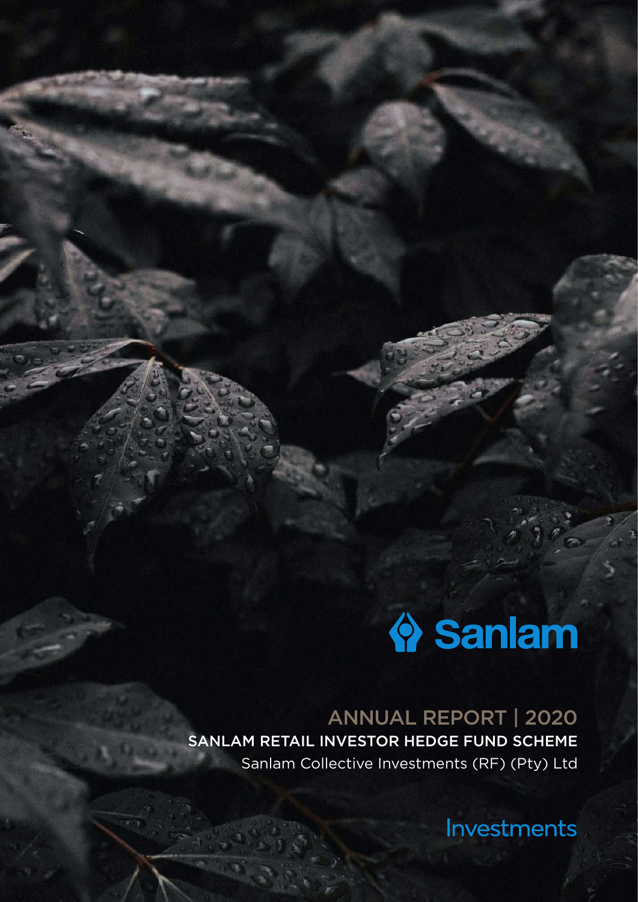Sanlam

# ANNUAL REPORT | 2020

## SANLAM RETAIL INVESTOR HEDGE FUND SCHEME

Sanlam Collective Investments (RF) (Pty) Ltd

Investments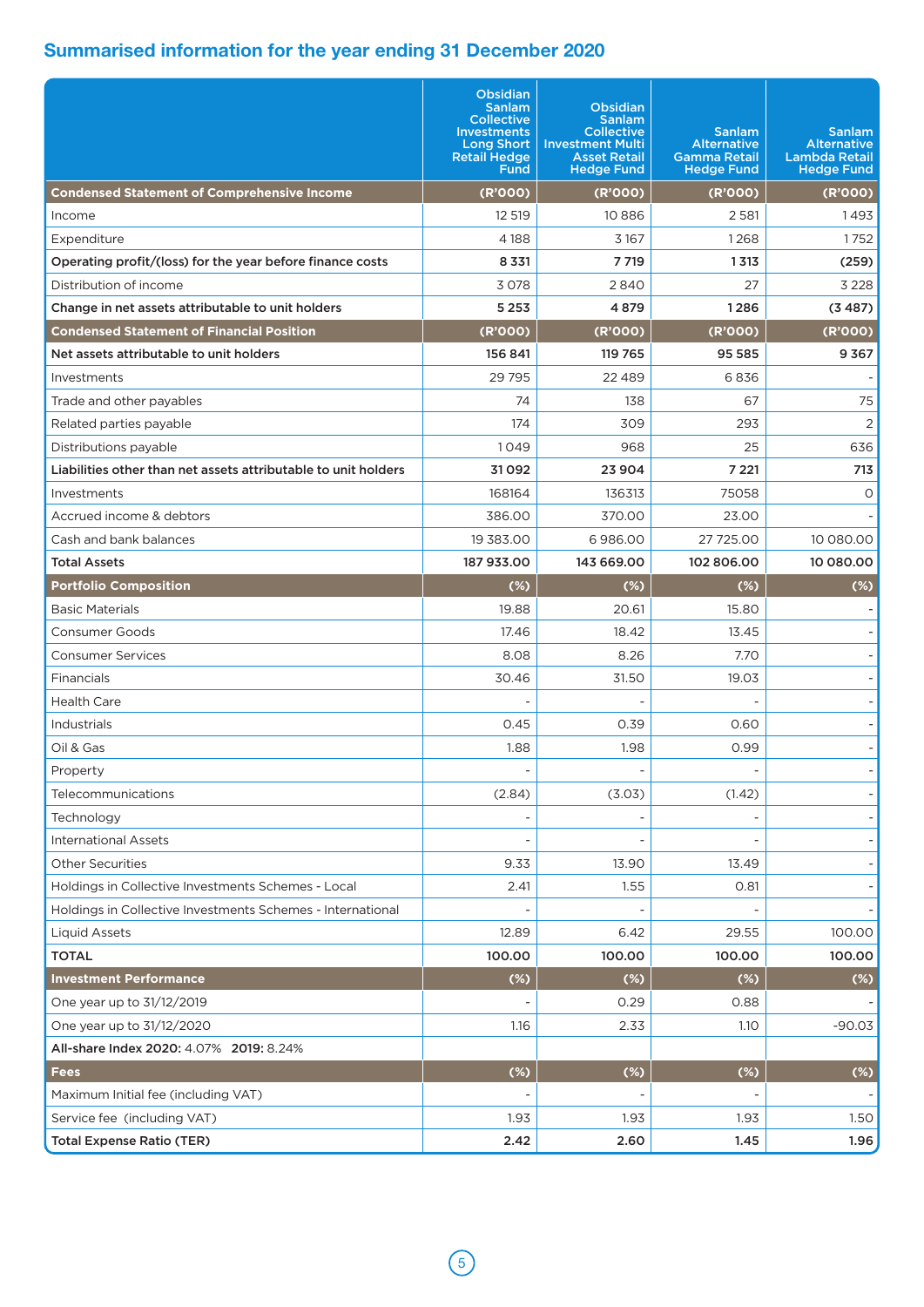## Summarised information for the year ending 31 December 2020

| | Obsidian Sanlam Collective Investments Long Short Retail Hedge Fund | Obsidian Sanlam Collective Investment Multi Asset Retail Hedge Fund | Sanlam Alternative Gamma Retail Hedge Fund | Sanlam Alternative Lambda Retail Hedge Fund |
|---|---|---|---|---|
| **Condensed Statement of Comprehensive Income** | **(R'000)** | **(R'000)** | **(R'000)** | **(R'000)** |
| Income | 12 519 | 10 886 | 2 581 | 1 493 |
| Expenditure | 4 188 | 3 167 | 1 268 | 1 752 |
| **Operating profit/(loss) for the year before finance costs** | **8 331** | **7 719** | **1 313** | **(259)** |
| Distribution of income | 3 078 | 2 840 | 27 | 3 228 |
| **Change in net assets attributable to unit holders** | **5 253** | **4 879** | **1 286** | **(3 487)** |
| **Condensed Statement of Financial Position** | **(R'000)** | **(R'000)** | **(R'000)** | **(R'000)** |
| **Net assets attributable to unit holders** | **156 841** | **119 765** | **95 585** | **9 367** |
| Investments | 29 795 | 22 489 | 6 836 | - |
| Trade and other payables | 74 | 138 | 67 | 75 |
| Related parties payable | 174 | 309 | 293 | 2 |
| Distributions payable | 1 049 | 968 | 25 | 636 |
| **Liabilities other than net assets attributable to unit holders** | **31 092** | **23 904** | **7 221** | **713** |
| Investments | 168164 | 136313 | 75058 | 0 |
| Accrued income & debtors | 386.00 | 370.00 | 23.00 | - |
| Cash and bank balances | 19 383.00 | 6 986.00 | 27 725.00 | 10 080.00 |
| **Total Assets** | **187 933.00** | **143 669.00** | **102 806.00** | **10 080.00** |
| **Portfolio Composition** | **(%)** | **(%)** | **(%)** | **(%)** |
| Basic Materials | 19.88 | 20.61 | 15.80 | - |
| Consumer Goods | 17.46 | 18.42 | 13.45 | - |
| Consumer Services | 8.08 | 8.26 | 7.70 | - |
| Financials | 30.46 | 31.50 | 19.03 | - |
| Health Care | - | - | - | - |
| Industrials | 0.45 | 0.39 | 0.60 | - |
| Oil & Gas | 1.88 | 1.98 | 0.99 | - |
| Property | - | - | - | - |
| Telecommunications | (2.84) | (3.03) | (1.42) | - |
| Technology | - | - | - | - |
| International Assets | - | - | - | - |
| Other Securities | 9.33 | 13.90 | 13.49 | - |
| Holdings in Collective Investments Schemes - Local | 2.41 | 1.55 | 0.81 | - |
| Holdings in Collective Investments Schemes - International | - | - | - | - |
| Liquid Assets | 12.89 | 6.42 | 29.55 | 100.00 |
| **TOTAL** | **100.00** | **100.00** | **100.00** | **100.00** |
| **Investment Performance** | **(%)** | **(%)** | **(%)** | **(%)** |
| One year up to 31/12/2019 | - | 0.29 | 0.88 | - |
| One year up to 31/12/2020 | 1.16 | 2.33 | 1.10 | -90.03 |
| **All-share Index 2020:** 4.07% **2019:** 8.24% | | | | |
| **Fees** | **(%)** | **(%)** | **(%)** | **(%)** |
| Maximum Initial fee (including VAT) | - | - | - | - |
| Service fee (including VAT) | 1.93 | 1.93 | 1.93 | 1.50 |
| **Total Expense Ratio (TER)** | **2.42** | **2.60** | **1.45** | **1.96** |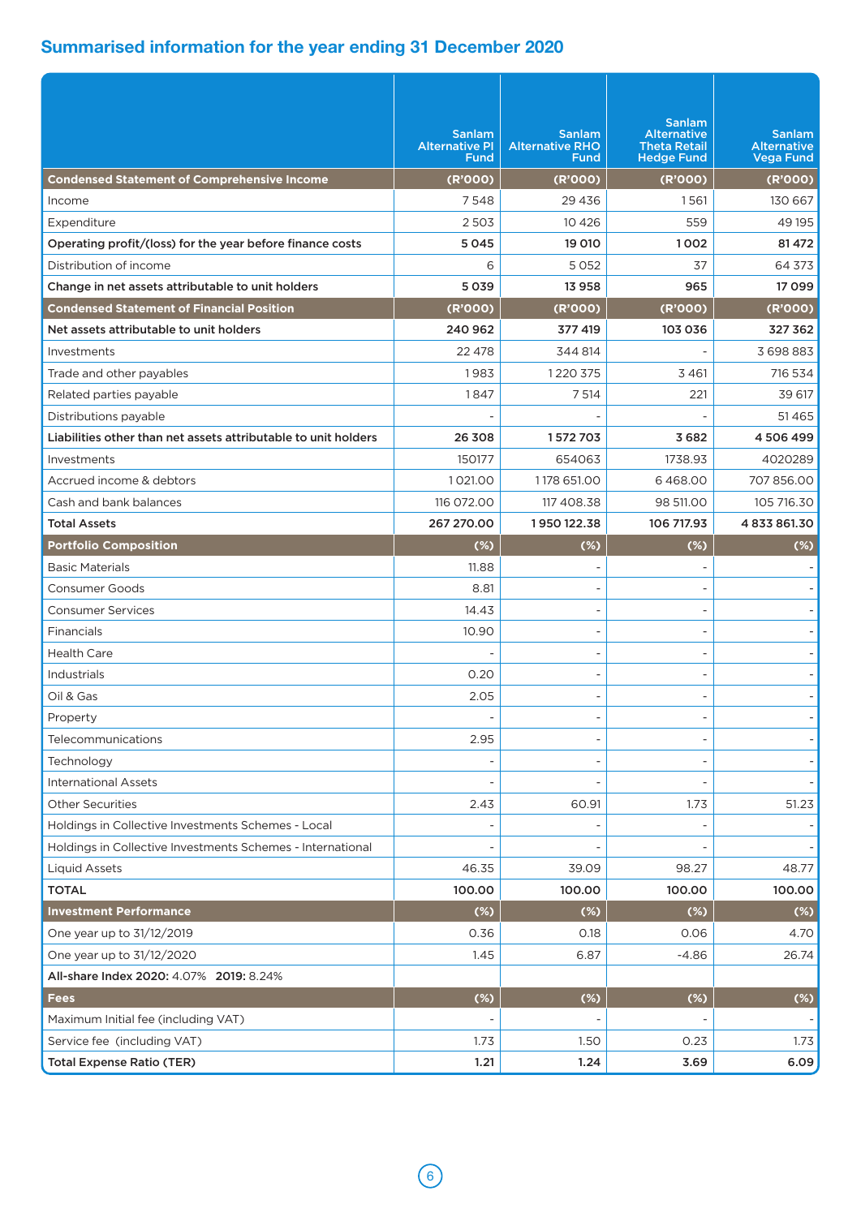## Summarised information for the year ending 31 December 2020

| | Sanlam Alternative PI Fund | Sanlam Alternative RHO Fund | Sanlam Alternative Theta Retail Hedge Fund | Sanlam Alternative Vega Fund |
|---|---|---|---|---|
| **Condensed Statement of Comprehensive Income** | **(R'000)** | **(R'000)** | **(R'000)** | **(R'000)** |
| Income | 7 548 | 29 436 | 1 561 | 130 667 |
| Expenditure | 2 503 | 10 426 | 559 | 49 195 |
| **Operating profit/(loss) for the year before finance costs** | **5 045** | **19 010** | **1 002** | **81 472** |
| Distribution of income | 6 | 5 052 | 37 | 64 373 |
| **Change in net assets attributable to unit holders** | **5 039** | **13 958** | **965** | **17 099** |
| **Condensed Statement of Financial Position** | **(R'000)** | **(R'000)** | **(R'000)** | **(R'000)** |
| **Net assets attributable to unit holders** | **240 962** | **377 419** | **103 036** | **327 362** |
| Investments | 22 478 | 344 814 | - | 3 698 883 |
| Trade and other payables | 1 983 | 1 220 375 | 3 461 | 716 534 |
| Related parties payable | 1 847 | 7 514 | 221 | 39 617 |
| Distributions payable | - | - | - | 51 465 |
| **Liabilities other than net assets attributable to unit holders** | **26 308** | **1 572 703** | **3 682** | **4 506 499** |
| Investments | 150177 | 654063 | 1738.93 | 4020289 |
| Accrued income & debtors | 1 021.00 | 1 178 651.00 | 6 468.00 | 707 856.00 |
| Cash and bank balances | 116 072.00 | 117 408.38 | 98 511.00 | 105 716.30 |
| **Total Assets** | **267 270.00** | **1 950 122.38** | **106 717.93** | **4 833 861.30** |
| **Portfolio Composition** | **(%)** | **(%)** | **(%)** | **(%)** |
| Basic Materials | 11.88 | - | - | - |
| Consumer Goods | 8.81 | - | - | - |
| Consumer Services | 14.43 | - | - | - |
| Financials | 10.90 | - | - | - |
| Health Care | - | - | - | - |
| Industrials | 0.20 | - | - | - |
| Oil & Gas | 2.05 | - | - | - |
| Property | - | - | - | - |
| Telecommunications | 2.95 | - | - | - |
| Technology | - | - | - | - |
| International Assets | - | - | - | - |
| Other Securities | 2.43 | 60.91 | 1.73 | 51.23 |
| Holdings in Collective Investments Schemes - Local | - | - | - | - |
| Holdings in Collective Investments Schemes - International | - | - | - | - |
| Liquid Assets | 46.35 | 39.09 | 98.27 | 48.77 |
| **TOTAL** | **100.00** | **100.00** | **100.00** | **100.00** |
| **Investment Performance** | **(%)** | **(%)** | **(%)** | **(%)** |
| One year up to 31/12/2019 | 0.36 | 0.18 | 0.06 | 4.70 |
| One year up to 31/12/2020 | 1.45 | 6.87 | -4.86 | 26.74 |
| **All-share Index 2020:** 4.07% **2019:** 8.24% | | | | |
| **Fees** | **(%)** | **(%)** | **(%)** | **(%)** |
| Maximum Initial fee (including VAT) | - | - | - | - |
| Service fee (including VAT) | 1.73 | 1.50 | 0.23 | 1.73 |
| **Total Expense Ratio (TER)** | **1.21** | **1.24** | **3.69** | **6.09** |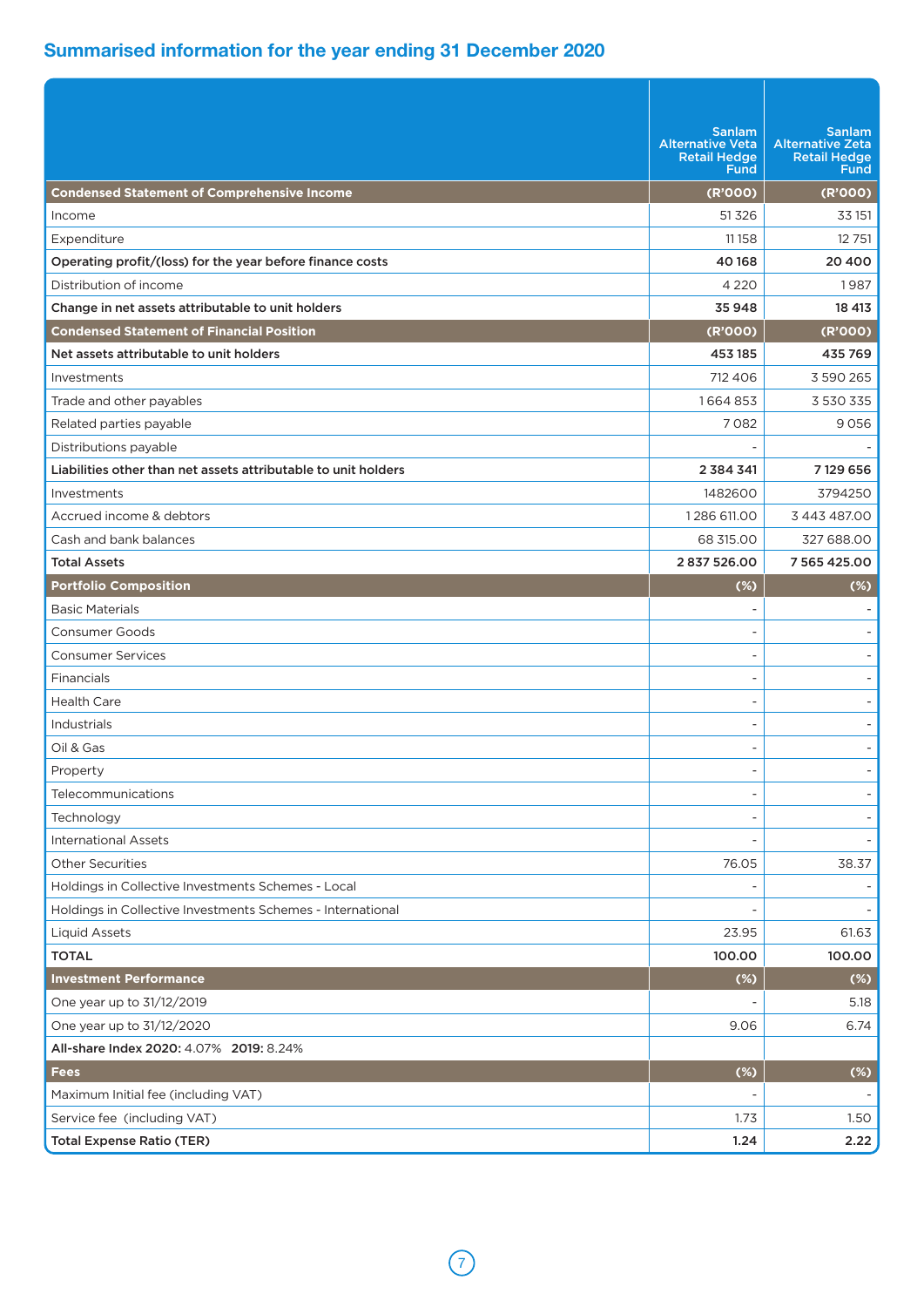## Summarised information for the year ending 31 December 2020

| | Sanlam Alternative Veta Retail Hedge Fund | Sanlam Alternative Zeta Retail Hedge Fund |
|---|---|---|
| **Condensed Statement of Comprehensive Income** | **(R'000)** | **(R'000)** |
| Income | 51 326 | 33 151 |
| Expenditure | 11 158 | 12 751 |
| **Operating profit/(loss) for the year before finance costs** | **40 168** | **20 400** |
| Distribution of income | 4 220 | 1 987 |
| **Change in net assets attributable to unit holders** | **35 948** | **18 413** |
| **Condensed Statement of Financial Position** | **(R'000)** | **(R'000)** |
| **Net assets attributable to unit holders** | **453 185** | **435 769** |
| Investments | 712 406 | 3 590 265 |
| Trade and other payables | 1 664 853 | 3 530 335 |
| Related parties payable | 7 082 | 9 056 |
| Distributions payable | - | - |
| **Liabilities other than net assets attributable to unit holders** | **2 384 341** | **7 129 656** |
| Investments | 1482600 | 3794250 |
| Accrued income & debtors | 1 286 611.00 | 3 443 487.00 |
| Cash and bank balances | 68 315.00 | 327 688.00 |
| **Total Assets** | **2 837 526.00** | **7 565 425.00** |
| **Portfolio Composition** | **(%)** | **(%)** |
| Basic Materials | - | - |
| Consumer Goods | - | - |
| Consumer Services | - | - |
| Financials | - | - |
| Health Care | - | - |
| Industrials | - | - |
| Oil & Gas | - | - |
| Property | - | - |
| Telecommunications | - | - |
| Technology | - | - |
| International Assets | - | - |
| Other Securities | 76.05 | 38.37 |
| Holdings in Collective Investments Schemes - Local | - | - |
| Holdings in Collective Investments Schemes - International | - | - |
| Liquid Assets | 23.95 | 61.63 |
| **TOTAL** | **100.00** | **100.00** |
| **Investment Performance** | **(%)** | **(%)** |
| One year up to 31/12/2019 | - | 5.18 |
| One year up to 31/12/2020 | 9.06 | 6.74 |
| **All-share Index 2020:** 4.07% **2019:** 8.24% | | |
| **Fees** | **(%)** | **(%)** |
| Maximum Initial fee (including VAT) | - | - |
| Service fee (including VAT) | 1.73 | 1.50 |
| **Total Expense Ratio (TER)** | **1.24** | **2.22** |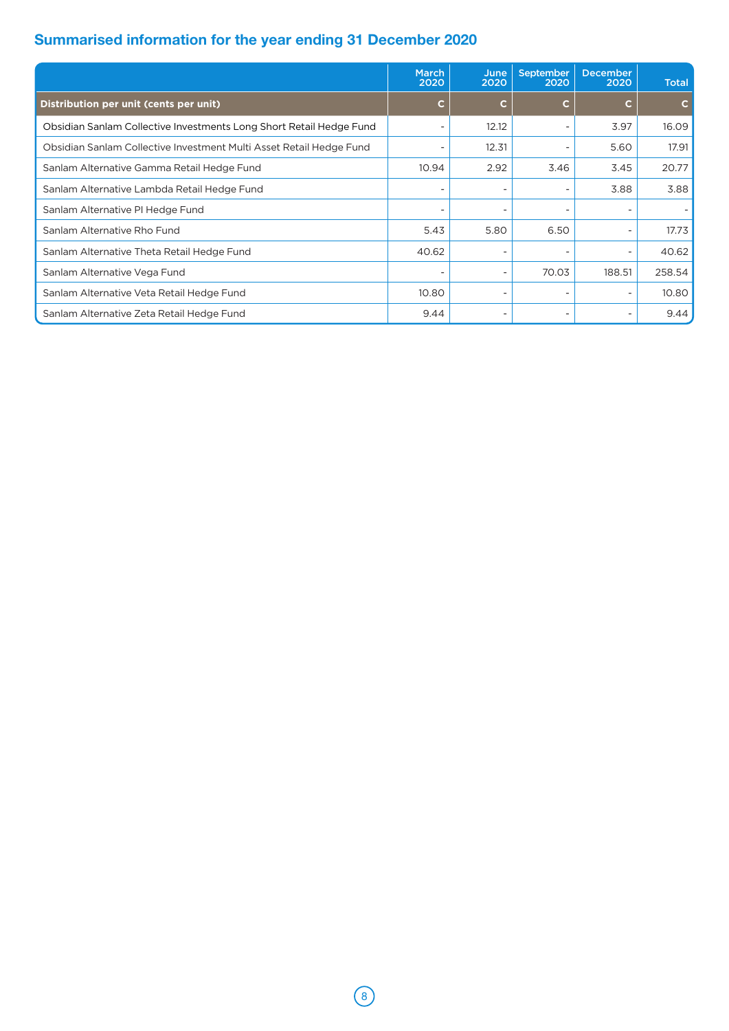## Summarised information for the year ending 31 December 2020

| | March 2020 | June 2020 | September 2020 | December 2020 | Total |
|---|---|---|---|---|---|
| **Distribution per unit (cents per unit)** | **c** | **c** | **c** | **c** | **c** |
| Obsidian Sanlam Collective Investments Long Short Retail Hedge Fund | - | 12.12 | - | 3.97 | 16.09 |
| Obsidian Sanlam Collective Investment Multi Asset Retail Hedge Fund | - | 12.31 | - | 5.60 | 17.91 |
| Sanlam Alternative Gamma Retail Hedge Fund | 10.94 | 2.92 | 3.46 | 3.45 | 20.77 |
| Sanlam Alternative Lambda Retail Hedge Fund | - | - | - | 3.88 | 3.88 |
| Sanlam Alternative PI Hedge Fund | - | - | - | - | - |
| Sanlam Alternative Rho Fund | 5.43 | 5.80 | 6.50 | - | 17.73 |
| Sanlam Alternative Theta Retail Hedge Fund | 40.62 | - | - | - | 40.62 |
| Sanlam Alternative Vega Fund | - | - | 70.03 | 188.51 | 258.54 |
| Sanlam Alternative Veta Retail Hedge Fund | 10.80 | - | - | - | 10.80 |
| Sanlam Alternative Zeta Retail Hedge Fund | 9.44 | - | - | - | 9.44 |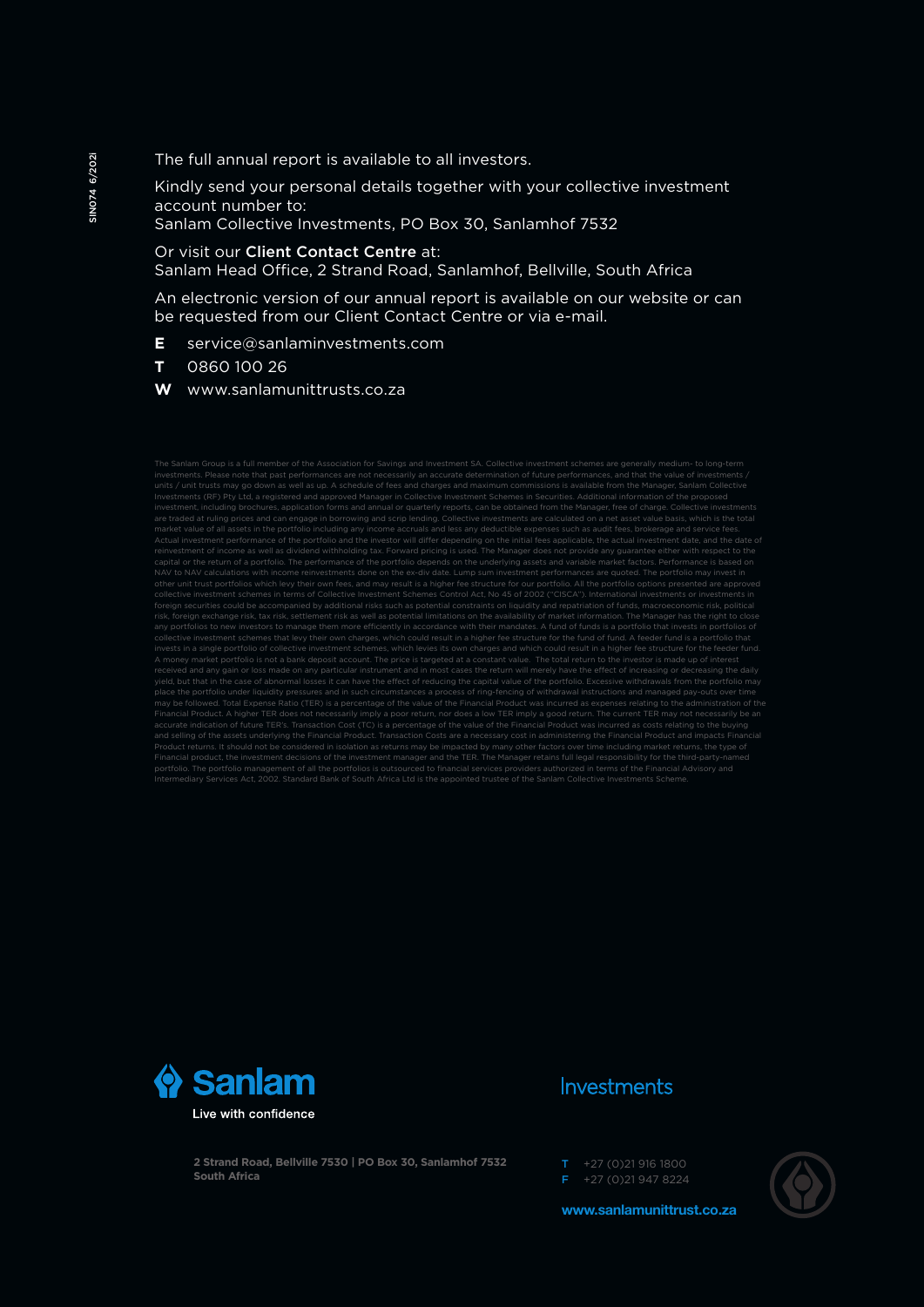SIN074 6/2021

The full annual report is available to all investors.

Kindly send your personal details together with your collective investment account number to:
Sanlam Collective Investments, PO Box 30, Sanlamhof 7532

Or visit our **Client Contact Centre** at:
Sanlam Head Office, 2 Strand Road, Sanlamhof, Bellville, South Africa

An electronic version of our annual report is available on our website or can be requested from our Client Contact Centre or via e-mail.

**E** service@sanlaminvestments.com
**T** 0860 100 26
**W** www.sanlamunittrusts.co.za

The Sanlam Group is a full member of the Association for Savings and Investment SA. Collective investment schemes are generally medium- to long-term investments. Please note that past performances are not necessarily an accurate determination of future performances, and that the value of investments / units / unit trusts may go down as well as up. A schedule of fees and charges and maximum commissions is available from the Manager, Sanlam Collective Investments (RF) Pty Ltd, a registered and approved Manager in Collective Investment Schemes in Securities. Additional information of the proposed investment, including brochures, application forms and annual or quarterly reports, can be obtained from the Manager, free of charge. Collective investments are traded at ruling prices and can engage in borrowing and scrip lending. Collective investments are calculated on a net asset value basis, which is the total market value of all assets in the portfolio including any income accruals and less any deductible expenses such as audit fees, brokerage and service fees. Actual investment performance of the portfolio and the investor will differ depending on the initial fees applicable, the actual investment date, and the date of reinvestment of income as well as dividend withholding tax. Forward pricing is used. The Manager does not provide any guarantee either with respect to the capital or the return of a portfolio. The performance of the portfolio depends on the underlying assets and variable market factors. Performance is based on NAV to NAV calculations with income reinvestments done on the ex-div date. Lump sum investment performances are quoted. The portfolio may invest in other unit trust portfolios which levy their own fees, and may result is a higher fee structure for our portfolio. All the portfolio options presented are approved collective investment schemes in terms of Collective Investment Schemes Control Act, No 45 of 2002 ("CISCA"). International investments or investments in foreign securities could be accompanied by additional risks such as potential constraints on liquidity and repatriation of funds, macroeconomic risk, political risk, foreign exchange risk, tax risk, settlement risk as well as potential limitations on the availability of market information. The Manager has the right to close any portfolios to new investors to manage them more efficiently in accordance with their mandates. A fund of funds is a portfolio that invests in portfolios of collective investment schemes that levy their own charges, which could result in a higher fee structure for the fund of fund. A feeder fund is a portfolio that invests in a single portfolio of collective investment schemes, which levies its own charges and which could result in a higher fee structure for the feeder fund. A money market portfolio is not a bank deposit account. The price is targeted at a constant value. The total return to the investor is made up of interest received and any gain or loss made on any particular instrument and in most cases the return will merely have the effect of increasing or decreasing the daily yield, but that in the case of abnormal losses it can have the effect of reducing the capital value of the portfolio. Excessive withdrawals from the portfolio may place the portfolio under liquidity pressures and in such circumstances a process of ring-fencing of withdrawal instructions and managed pay-outs over time may be followed. Total Expense Ratio (TER) is a percentage of the value of the Financial Product was incurred as expenses relating to the administration of the Financial Product. A higher TER does not necessarily imply a poor return, nor does a low TER imply a good return. The current TER may not necessarily be an accurate indication of future TER's. Transaction Cost (TC) is a percentage of the value of the Financial Product was incurred as costs relating to the buying and selling of the assets underlying the Financial Product. Transaction Costs are a necessary cost in administering the Financial Product and impacts Financial Product returns. It should not be considered in isolation as returns may be impacted by many other factors over time including market returns, the type of Financial product, the investment decisions of the investment manager and the TER. The Manager retains full legal responsibility for the third-party-named portfolio. The portfolio management of all the portfolios is outsourced to financial services providers authorized in terms of the Financial Advisory and Intermediary Services Act, 2002. Standard Bank of South Africa Ltd is the appointed trustee of the Sanlam Collective Investments Scheme.

Sanlam
Live with confidence

Investments

**2 Strand Road, Bellville 7530 | PO Box 30, Sanlamhof 7532**
**South Africa**

**T** +27 (0)21 916 1800
**F** +27 (0)21 947 8224

**www.sanlamunittrust.co.za**